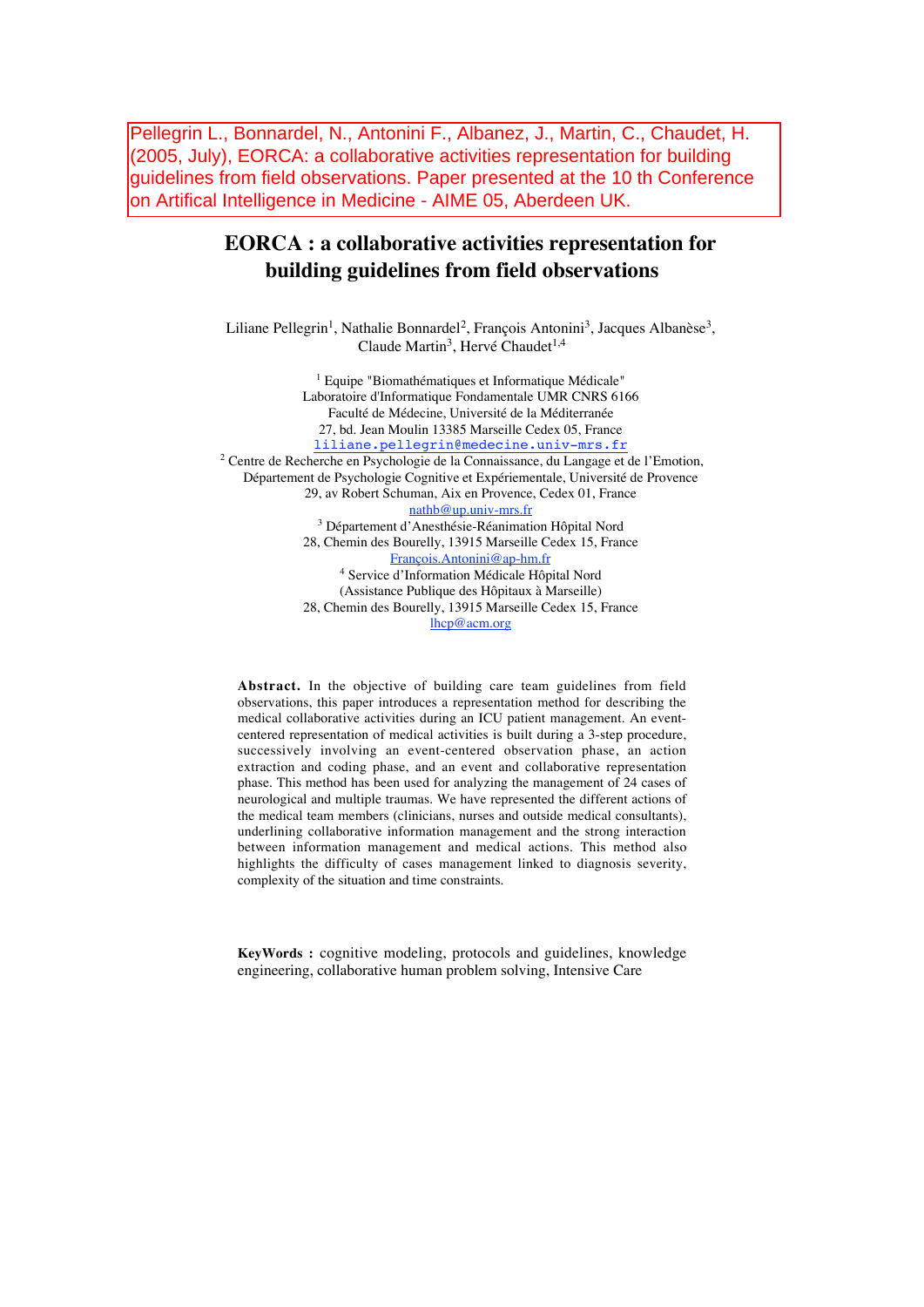Pellegrin L., Bonnardel, N., Antonini F., Albanez, J., Martin, C., Chaudet, H. (2005, July), EORCA: a collaborative activities representation for building guidelines from field observations. Paper presented at the 10 th Conference on Artifical Intelligence in Medicine - AIME 05, Aberdeen UK.

# EORCA : a collaborative activities representation for building guidelines from field observations

Liliane Pellegrin[1], Nathalie Bonnardel[2], François Antonini[3], Jacques Albanèse[3], Claude Martin[3], Hervé Chaudet[1,4]

[1] Equipe "Biomathématiques et Informatique Médicale"
Laboratoire d'Informatique Fondamentale UMR CNRS 6166
Faculté de Médecine, Université de la Méditerranée
27, bd. Jean Moulin 13385 Marseille Cedex 05, France
liliane.pellegrin@medecine.univ-mrs.fr

[2] Centre de Recherche en Psychologie de la Connaissance, du Langage et de l'Emotion,
Département de Psychologie Cognitive et Expérientale, Université de Provence
29, av Robert Schuman, Aix en Provence, Cedex 01, France
nathb@up.univ-mrs.fr

[3] Département d'Anesthésie-Réanimation Hôpital Nord
28, Chemin des Bourelly, 13915 Marseille Cedex 15, France
François.Antonini@ap-hm.fr

[4] Service d'Information Médicale Hôpital Nord
(Assistance Publique des Hôpitaux à Marseille)
28, Chemin des Bourelly, 13915 Marseille Cedex 15, France
lhcp@acm.org

**Abstract.** In the objective of building care team guidelines from field observations, this paper introduces a representation method for describing the medical collaborative activities during an ICU patient management. An event-centered representation of medical activities is built during a 3-step procedure, successively involving an event-centered observation phase, an action extraction and coding phase, and an event and collaborative representation phase. This method has been used for analyzing the management of 24 cases of neurological and multiple traumas. We have represented the different actions of the medical team members (clinicians, nurses and outside medical consultants), underlining collaborative information management and the strong interaction between information management and medical actions. This method also highlights the difficulty of cases management linked to diagnosis severity, complexity of the situation and time constraints.

**KeyWords :** cognitive modeling, protocols and guidelines, knowledge engineering, collaborative human problem solving, Intensive Care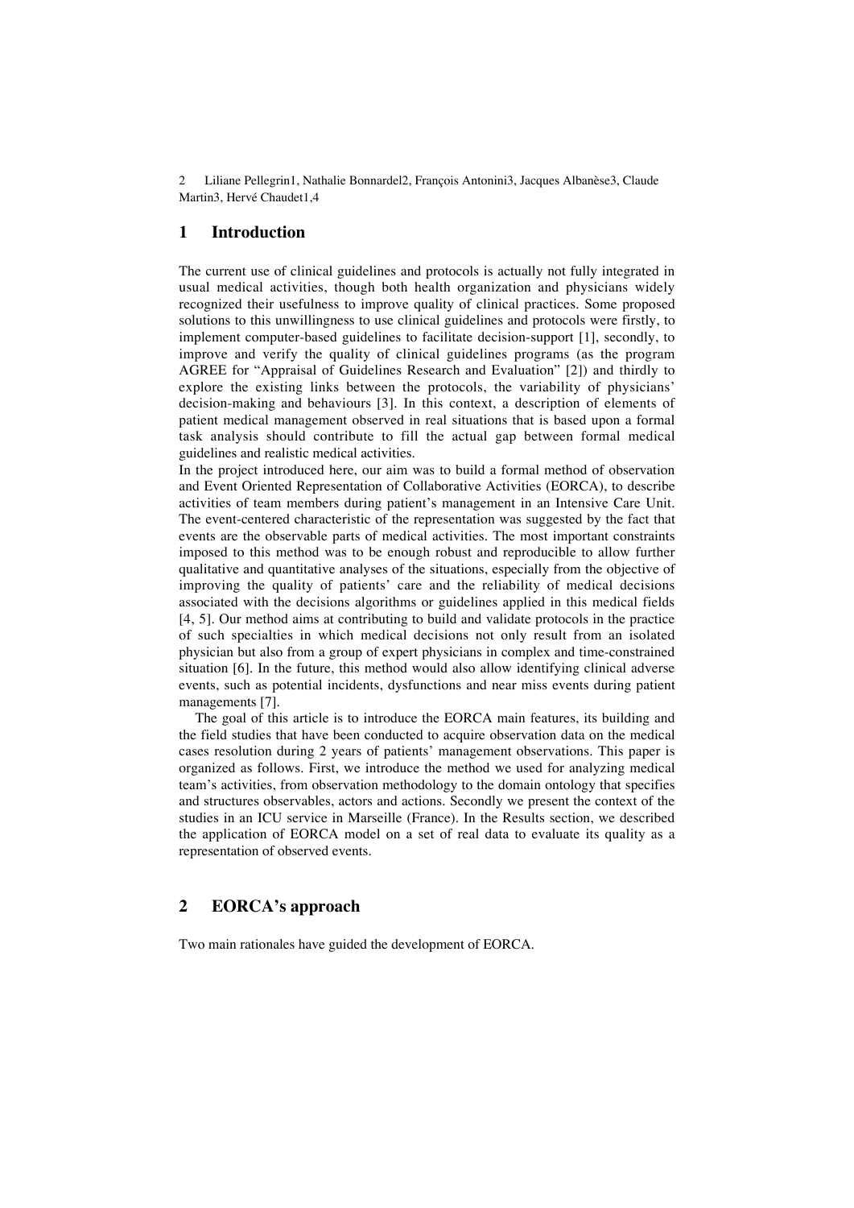## 1 Introduction

The current use of clinical guidelines and protocols is actually not fully integrated in usual medical activities, though both health organization and physicians widely recognized their usefulness to improve quality of clinical practices. Some proposed solutions to this unwillingness to use clinical guidelines and protocols were firstly, to implement computer-based guidelines to facilitate decision-support [1], secondly, to improve and verify the quality of clinical guidelines programs (as the program AGREE for "Appraisal of Guidelines Research and Evaluation" [2]) and thirdly to explore the existing links between the protocols, the variability of physicians' decision-making and behaviours [3]. In this context, a description of elements of patient medical management observed in real situations that is based upon a formal task analysis should contribute to fill the actual gap between formal medical guidelines and realistic medical activities.

In the project introduced here, our aim was to build a formal method of observation and Event Oriented Representation of Collaborative Activities (EORCA), to describe activities of team members during patient's management in an Intensive Care Unit. The event-centered characteristic of the representation was suggested by the fact that events are the observable parts of medical activities. The most important constraints imposed to this method was to be enough robust and reproducible to allow further qualitative and quantitative analyses of the situations, especially from the objective of improving the quality of patients' care and the reliability of medical decisions associated with the decisions algorithms or guidelines applied in this medical fields [4, 5]. Our method aims at contributing to build and validate protocols in the practice of such specialties in which medical decisions not only result from an isolated physician but also from a group of expert physicians in complex and time-constrained situation [6]. In the future, this method would also allow identifying clinical adverse events, such as potential incidents, dysfunctions and near miss events during patient managements [7].

The goal of this article is to introduce the EORCA main features, its building and the field studies that have been conducted to acquire observation data on the medical cases resolution during 2 years of patients' management observations. This paper is organized as follows. First, we introduce the method we used for analyzing medical team's activities, from observation methodology to the domain ontology that specifies and structures observables, actors and actions. Secondly we present the context of the studies in an ICU service in Marseille (France). In the Results section, we described the application of EORCA model on a set of real data to evaluate its quality as a representation of observed events.

## 2 EORCA's approach

Two main rationales have guided the development of EORCA.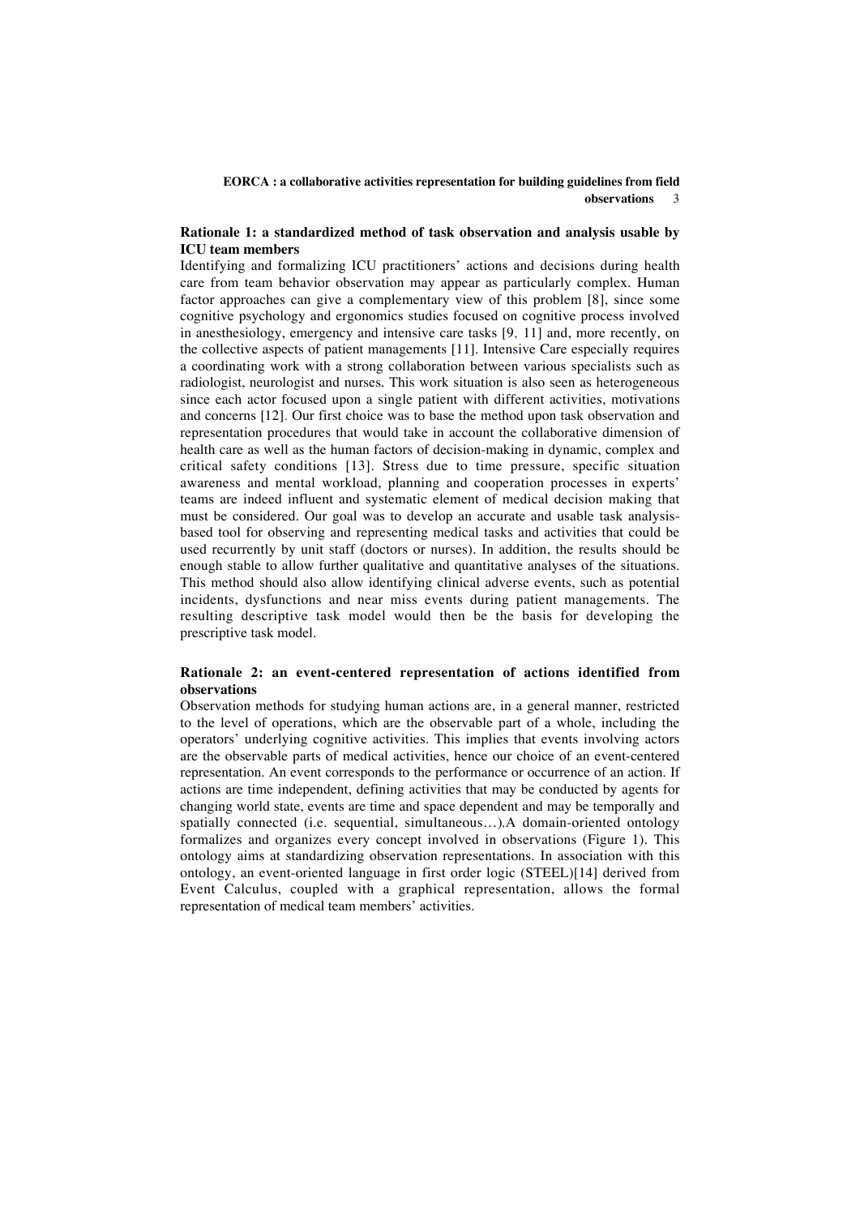## Rationale 1: a standardized method of task observation and analysis usable by ICU team members

Identifying and formalizing ICU practitioners' actions and decisions during health care from team behavior observation may appear as particularly complex. Human factor approaches can give a complementary view of this problem [8], since some cognitive psychology and ergonomics studies focused on cognitive process involved in anesthesiology, emergency and intensive care tasks [9, 11] and, more recently, on the collective aspects of patient managements [11]. Intensive Care especially requires a coordinating work with a strong collaboration between various specialists such as radiologist, neurologist and nurses. This work situation is also seen as heterogeneous since each actor focused upon a single patient with different activities, motivations and concerns [12]. Our first choice was to base the method upon task observation and representation procedures that would take in account the collaborative dimension of health care as well as the human factors of decision-making in dynamic, complex and critical safety conditions [13]. Stress due to time pressure, specific situation awareness and mental workload, planning and cooperation processes in experts' teams are indeed influent and systematic element of medical decision making that must be considered. Our goal was to develop an accurate and usable task analysis-based tool for observing and representing medical tasks and activities that could be used recurrently by unit staff (doctors or nurses). In addition, the results should be enough stable to allow further qualitative and quantitative analyses of the situations. This method should also allow identifying clinical adverse events, such as potential incidents, dysfunctions and near miss events during patient managements. The resulting descriptive task model would then be the basis for developing the prescriptive task model.

## Rationale 2: an event-centered representation of actions identified from observations

Observation methods for studying human actions are, in a general manner, restricted to the level of operations, which are the observable part of a whole, including the operators' underlying cognitive activities. This implies that events involving actors are the observable parts of medical activities, hence our choice of an event-centered representation. An event corresponds to the performance or occurrence of an action. If actions are time independent, defining activities that may be conducted by agents for changing world state, events are time and space dependent and may be temporally and spatially connected (i.e. sequential, simultaneous…).A domain-oriented ontology formalizes and organizes every concept involved in observations (Figure 1). This ontology aims at standardizing observation representations. In association with this ontology, an event-oriented language in first order logic (STEEL)[14] derived from Event Calculus, coupled with a graphical representation, allows the formal representation of medical team members' activities.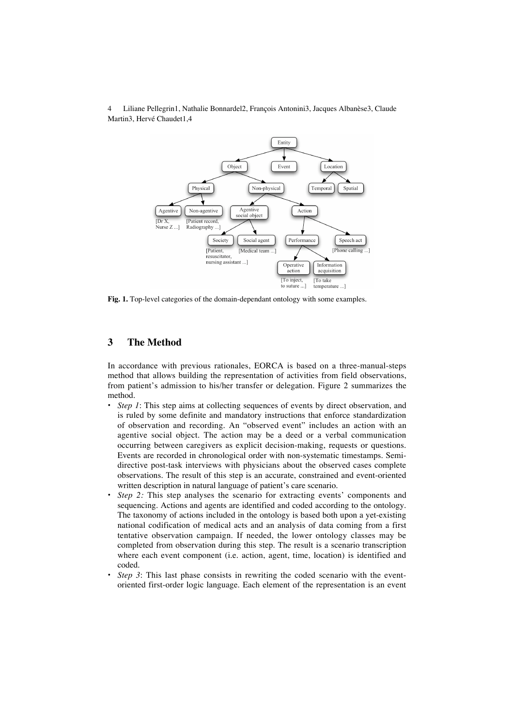**Fig. 1.** Top-level categories of the domain-dependant ontology with some examples.

## 3 The Method

In accordance with previous rationales, EORCA is based on a three-manual-steps method that allows building the representation of activities from field observations, from patient's admission to his/her transfer or delegation. Figure 2 summarizes the method.

- *Step 1*: This step aims at collecting sequences of events by direct observation, and is ruled by some definite and mandatory instructions that enforce standardization of observation and recording. An "observed event" includes an action with an agentive social object. The action may be a deed or a verbal communication occurring between caregivers as explicit decision-making, requests or questions. Events are recorded in chronological order with non-systematic timestamps. Semi-directive post-task interviews with physicians about the observed cases complete observations. The result of this step is an accurate, constrained and event-oriented written description in natural language of patient's care scenario.
- *Step 2:* This step analyses the scenario for extracting events' components and sequencing. Actions and agents are identified and coded according to the ontology. The taxonomy of actions included in the ontology is based both upon a yet-existing national codification of medical acts and an analysis of data coming from a first tentative observation campaign. If needed, the lower ontology classes may be completed from observation during this step. The result is a scenario transcription where each event component (i.e. action, agent, time, location) is identified and coded.
- *Step 3*: This last phase consists in rewriting the coded scenario with the event-oriented first-order logic language. Each element of the representation is an event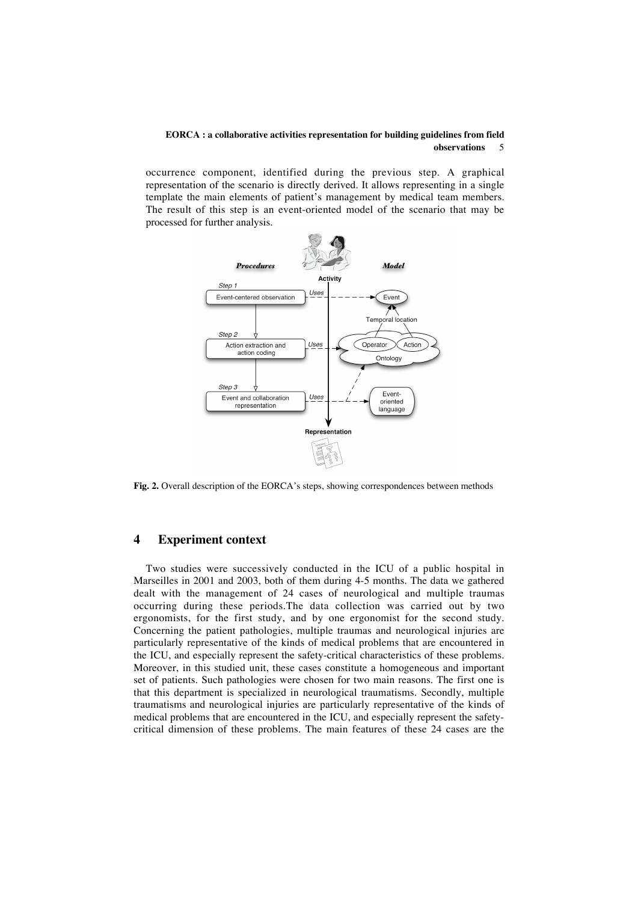occurrence component, identified during the previous step. A graphical representation of the scenario is directly derived. It allows representing in a single template the main elements of patient's management by medical team members. The result of this step is an event-oriented model of the scenario that may be processed for further analysis.

**Fig. 2.** Overall description of the EORCA's steps, showing correspondences between methods

## 4 Experiment context

Two studies were successively conducted in the ICU of a public hospital in Marseilles in 2001 and 2003, both of them during 4-5 months. The data we gathered dealt with the management of 24 cases of neurological and multiple traumas occurring during these periods.The data collection was carried out by two ergonomists, for the first study, and by one ergonomist for the second study. Concerning the patient pathologies, multiple traumas and neurological injuries are particularly representative of the kinds of medical problems that are encountered in the ICU, and especially represent the safety-critical characteristics of these problems. Moreover, in this studied unit, these cases constitute a homogeneous and important set of patients. Such pathologies were chosen for two main reasons. The first one is that this department is specialized in neurological traumatisms. Secondly, multiple traumatisms and neurological injuries are particularly representative of the kinds of medical problems that are encountered in the ICU, and especially represent the safety-critical dimension of these problems. The main features of these 24 cases are the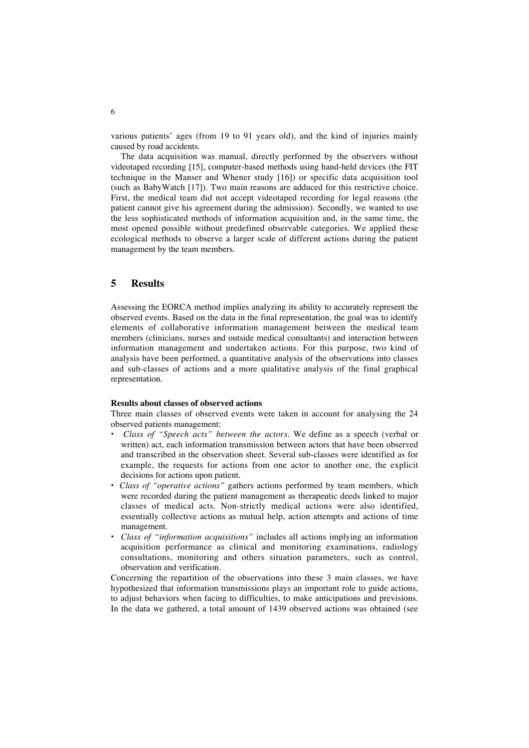various patients' ages (from 19 to 91 years old), and the kind of injuries mainly caused by road accidents.

The data acquisition was manual, directly performed by the observers without videotaped recording [15], computer-based methods using hand-held devices (the FIT technique in the Manser and Whener study [16]) or specific data acquisition tool (such as BabyWatch [17]). Two main reasons are adduced for this restrictive choice. First, the medical team did not accept videotaped recording for legal reasons (the patient cannot give his agreement during the admission). Secondly, we wanted to use the less sophisticated methods of information acquisition and, in the same time, the most opened possible without predefined observable categories. We applied these ecological methods to observe a larger scale of different actions during the patient management by the team members.

## 5 Results

Assessing the EORCA method implies analyzing its ability to accurately represent the observed events. Based on the data in the final representation, the goal was to identify elements of collaborative information management between the medical team members (clinicians, nurses and outside medical consultants) and interaction between information management and undertaken actions. For this purpose, two kind of analysis have been performed, a quantitative analysis of the observations into classes and sub-classes of actions and a more qualitative analysis of the final graphical representation.

**Results about classes of observed actions**

Three main classes of observed events were taken in account for analysing the 24 observed patients management:

- *Class of "Speech acts" between the actors*. We define as a speech (verbal or written) act, each information transmission between actors that have been observed and transcribed in the observation sheet. Several sub-classes were identified as for example, the requests for actions from one actor to another one, the explicit decisions for actions upon patient.
- *Class of "operative actions"* gathers actions performed by team members, which were recorded during the patient management as therapeutic deeds linked to major classes of medical acts. Non-strictly medical actions were also identified, essentially collective actions as mutual help, action attempts and actions of time management.
- *Class of "information acquisitions"* includes all actions implying an information acquisition performance as clinical and monitoring examinations, radiology consultations, monitoring and others situation parameters, such as control, observation and verification.

Concerning the repartition of the observations into these 3 main classes, we have hypothesized that information transmissions plays an important role to guide actions, to adjust behaviors when facing to difficulties, to make anticipations and previsions. In the data we gathered, a total amount of 1439 observed actions was obtained (see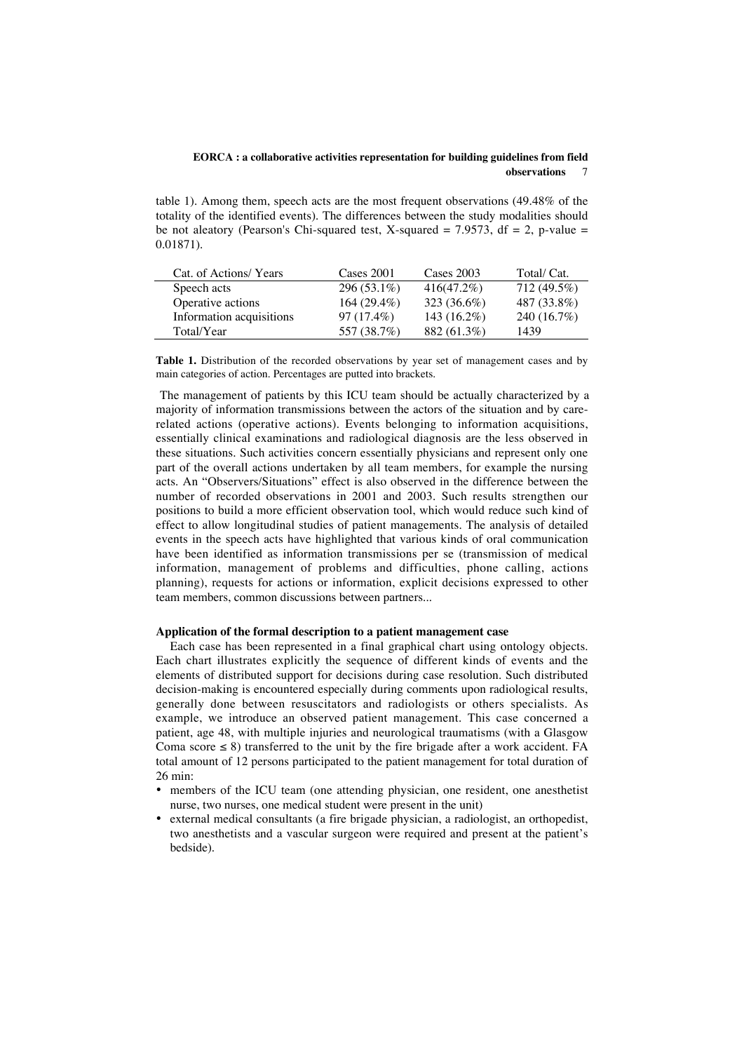table 1). Among them, speech acts are the most frequent observations (49.48% of the totality of the identified events). The differences between the study modalities should be not aleatory (Pearson's Chi-squared test, X-squared = 7.9573, df = 2, p-value = 0.01871).

| Cat. of Actions/ Years | Cases 2001 | Cases 2003 | Total/ Cat. |
|---|---|---|---|
| Speech acts | 296 (53.1%) | 416(47.2%) | 712 (49.5%) |
| Operative actions | 164 (29.4%) | 323 (36.6%) | 487 (33.8%) |
| Information acquisitions | 97 (17.4%) | 143 (16.2%) | 240 (16.7%) |
| Total/Year | 557 (38.7%) | 882 (61.3%) | 1439 |

**Table 1.** Distribution of the recorded observations by year set of management cases and by main categories of action. Percentages are putted into brackets.

The management of patients by this ICU team should be actually characterized by a majority of information transmissions between the actors of the situation and by care-related actions (operative actions). Events belonging to information acquisitions, essentially clinical examinations and radiological diagnosis are the less observed in these situations. Such activities concern essentially physicians and represent only one part of the overall actions undertaken by all team members, for example the nursing acts. An "Observers/Situations" effect is also observed in the difference between the number of recorded observations in 2001 and 2003. Such results strengthen our positions to build a more efficient observation tool, which would reduce such kind of effect to allow longitudinal studies of patient managements. The analysis of detailed events in the speech acts have highlighted that various kinds of oral communication have been identified as information transmissions per se (transmission of medical information, management of problems and difficulties, phone calling, actions planning), requests for actions or information, explicit decisions expressed to other team members, common discussions between partners...

**Application of the formal description to a patient management case**

Each case has been represented in a final graphical chart using ontology objects. Each chart illustrates explicitly the sequence of different kinds of events and the elements of distributed support for decisions during case resolution. Such distributed decision-making is encountered especially during comments upon radiological results, generally done between resuscitators and radiologists or others specialists. As example, we introduce an observed patient management. This case concerned a patient, age 48, with multiple injuries and neurological traumatisms (with a Glasgow Coma score ≤ 8) transferred to the unit by the fire brigade after a work accident. FA total amount of 12 persons participated to the patient management for total duration of 26 min:

- members of the ICU team (one attending physician, one resident, one anesthetist nurse, two nurses, one medical student were present in the unit)
- external medical consultants (a fire brigade physician, a radiologist, an orthopedist, two anesthetists and a vascular surgeon were required and present at the patient's bedside).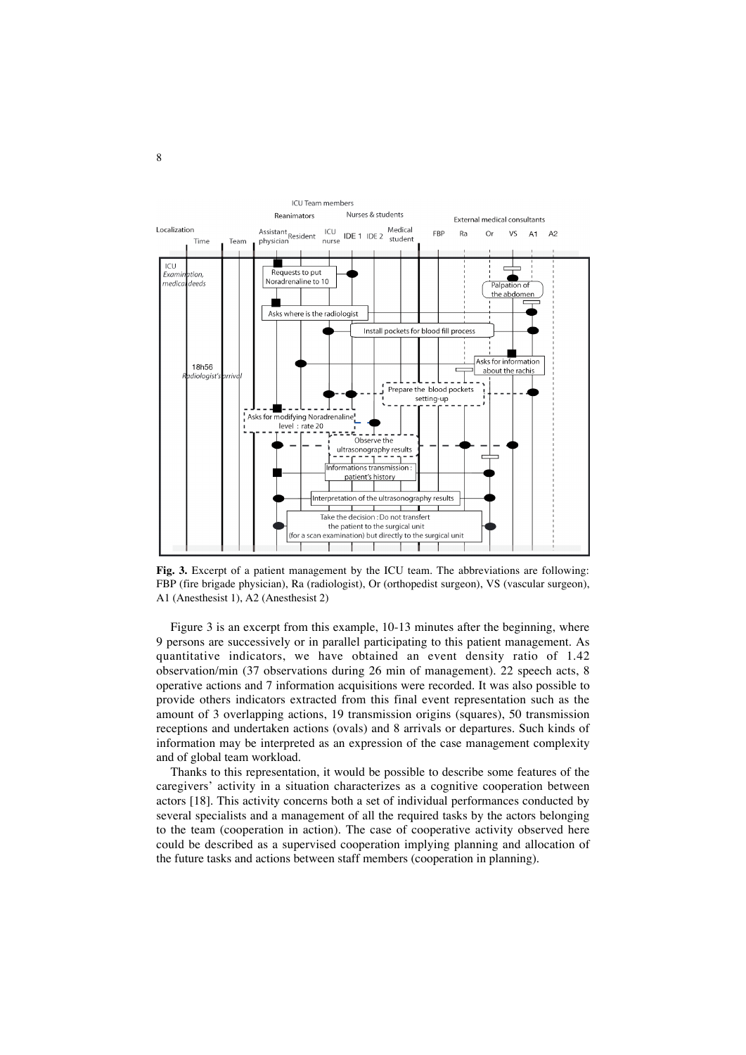**Fig. 3.** Excerpt of a patient management by the ICU team. The abbreviations are following: FBP (fire brigade physician), Ra (radiologist), Or (orthopedist surgeon), VS (vascular surgeon), A1 (Anesthesist 1), A2 (Anesthesist 2)

Figure 3 is an excerpt from this example, 10-13 minutes after the beginning, where 9 persons are successively or in parallel participating to this patient management. As quantitative indicators, we have obtained an event density ratio of 1.42 observation/min (37 observations during 26 min of management). 22 speech acts, 8 operative actions and 7 information acquisitions were recorded. It was also possible to provide others indicators extracted from this final event representation such as the amount of 3 overlapping actions, 19 transmission origins (squares), 50 transmission receptions and undertaken actions (ovals) and 8 arrivals or departures. Such kinds of information may be interpreted as an expression of the case management complexity and of global team workload.

Thanks to this representation, it would be possible to describe some features of the caregivers' activity in a situation characterizes as a cognitive cooperation between actors [18]. This activity concerns both a set of individual performances conducted by several specialists and a management of all the required tasks by the actors belonging to the team (cooperation in action). The case of cooperative activity observed here could be described as a supervised cooperation implying planning and allocation of the future tasks and actions between staff members (cooperation in planning).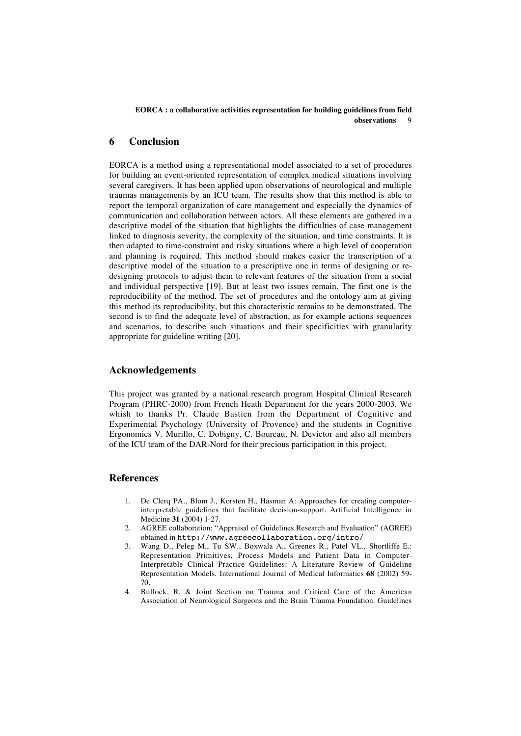## 6 Conclusion

EORCA is a method using a representational model associated to a set of procedures for building an event-oriented representation of complex medical situations involving several caregivers. It has been applied upon observations of neurological and multiple traumas managements by an ICU team. The results show that this method is able to report the temporal organization of care management and especially the dynamics of communication and collaboration between actors. All these elements are gathered in a descriptive model of the situation that highlights the difficulties of case management linked to diagnosis severity, the complexity of the situation, and time constraints. It is then adapted to time-constraint and risky situations where a high level of cooperation and planning is required. This method should makes easier the transcription of a descriptive model of the situation to a prescriptive one in terms of designing or re-designing protocols to adjust them to relevant features of the situation from a social and individual perspective [19]. But at least two issues remain. The first one is the reproducibility of the method. The set of procedures and the ontology aim at giving this method its reproducibility, but this characteristic remains to be demonstrated. The second is to find the adequate level of abstraction, as for example actions sequences and scenarios, to describe such situations and their specificities with granularity appropriate for guideline writing [20].

## Acknowledgements

This project was granted by a national research program Hospital Clinical Research Program (PHRC-2000) from French Heath Department for the years 2000-2003. We whish to thanks Pr. Claude Bastien from the Department of Cognitive and Experimental Psychology (University of Provence) and the students in Cognitive Ergonomics V. Murillo, C. Dobigny, C. Boureau, N. Devictor and also all members of the ICU team of the DAR-Nord for their precious participation in this project.

## References

1. De Clerq PA., Blom J., Korsten H., Hasman A: Approaches for creating computer-interpretable guidelines that facilitate decision-support. Artificial Intelligence in Medicine **31** (2004) 1-27.
2. AGREE collaboration: "Appraisal of Guidelines Research and Evaluation" (AGREE) obtained in `http://www.agreecollaboration.org/intro/`
3. Wang D., Peleg M., Tu SW., Boxwala A., Greenes R., Patel VL., Shortliffe E.: Representation Primitives, Process Models and Patient Data in Computer-Interpretable Clinical Practice Guidelines: A Literature Review of Guideline Representation Models. International Journal of Medical Informatics **68** (2002) 59-70.
4. Bullock, R. & Joint Section on Trauma and Critical Care of the American Association of Neurological Surgeons and the Brain Trauma Foundation. Guidelines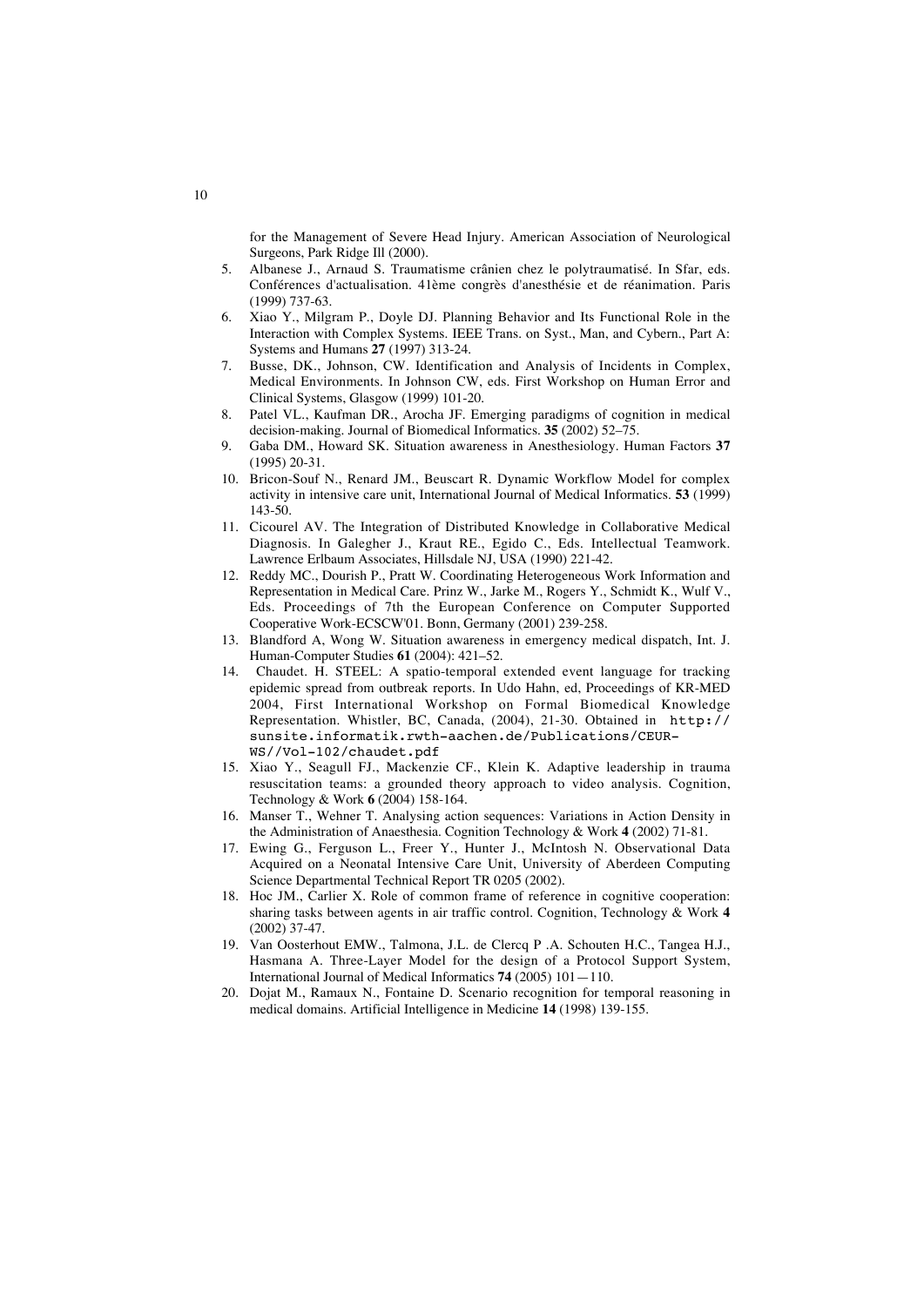for the Management of Severe Head Injury. American Association of Neurological Surgeons, Park Ridge Ill (2000).

5. Albanese J., Arnaud S. Traumatisme crânien chez le polytraumatisé. In Sfar, eds. Conférences d'actualisation. 41ème congrès d'anesthésie et de réanimation. Paris (1999) 737-63.
6. Xiao Y., Milgram P., Doyle DJ. Planning Behavior and Its Functional Role in the Interaction with Complex Systems. IEEE Trans. on Syst., Man, and Cybern., Part A: Systems and Humans **27** (1997) 313-24.
7. Busse, DK., Johnson, CW. Identification and Analysis of Incidents in Complex, Medical Environments. In Johnson CW, eds. First Workshop on Human Error and Clinical Systems, Glasgow (1999) 101-20.
8. Patel VL., Kaufman DR., Arocha JF. Emerging paradigms of cognition in medical decision-making. Journal of Biomedical Informatics. **35** (2002) 52–75.
9. Gaba DM., Howard SK. Situation awareness in Anesthesiology. Human Factors **37** (1995) 20-31.
10. Bricon-Souf N., Renard JM., Beuscart R. Dynamic Workflow Model for complex activity in intensive care unit, International Journal of Medical Informatics. **53** (1999) 143-50.
11. Cicourel AV. The Integration of Distributed Knowledge in Collaborative Medical Diagnosis. In Galegher J., Kraut RE., Egido C., Eds. Intellectual Teamwork. Lawrence Erlbaum Associates, Hillsdale NJ, USA (1990) 221-42.
12. Reddy MC., Dourish P., Pratt W. Coordinating Heterogeneous Work Information and Representation in Medical Care. Prinz W., Jarke M., Rogers Y., Schmidt K., Wulf V., Eds. Proceedings of 7th the European Conference on Computer Supported Cooperative Work-ECSCW'01. Bonn, Germany (2001) 239-258.
13. Blandford A, Wong W. Situation awareness in emergency medical dispatch, Int. J. Human-Computer Studies **61** (2004): 421–52.
14. Chaudet. H. STEEL: A spatio-temporal extended event language for tracking epidemic spread from outbreak reports. In Udo Hahn, ed, Proceedings of KR-MED 2004, First International Workshop on Formal Biomedical Knowledge Representation. Whistler, BC, Canada, (2004), 21-30. Obtained in `http://sunsite.informatik.rwth-aachen.de/Publications/CEUR-WS//Vol-102/chaudet.pdf`
15. Xiao Y., Seagull FJ., Mackenzie CF., Klein K. Adaptive leadership in trauma resuscitation teams: a grounded theory approach to video analysis. Cognition, Technology & Work **6** (2004) 158-164.
16. Manser T., Wehner T. Analysing action sequences: Variations in Action Density in the Administration of Anaesthesia. Cognition Technology & Work **4** (2002) 71-81.
17. Ewing G., Ferguson L., Freer Y., Hunter J., McIntosh N. Observational Data Acquired on a Neonatal Intensive Care Unit, University of Aberdeen Computing Science Departmental Technical Report TR 0205 (2002).
18. Hoc JM., Carlier X. Role of common frame of reference in cognitive cooperation: sharing tasks between agents in air traffic control. Cognition, Technology & Work **4** (2002) 37-47.
19. Van Oosterhout EMW., Talmona, J.L. de Clercq P .A. Schouten H.C., Tangea H.J., Hasmana A. Three-Layer Model for the design of a Protocol Support System, International Journal of Medical Informatics **74** (2005) 101—110.
20. Dojat M., Ramaux N., Fontaine D. Scenario recognition for temporal reasoning in medical domains. Artificial Intelligence in Medicine **14** (1998) 139-155.